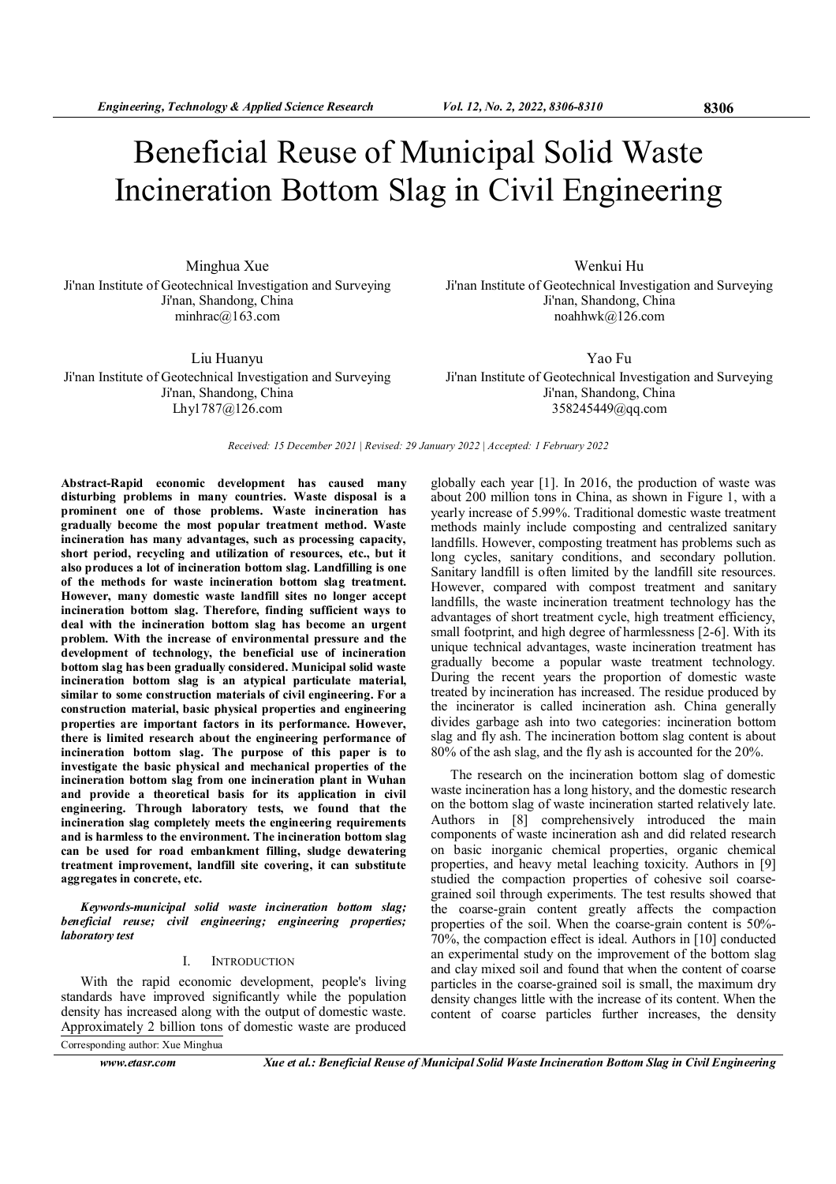// Beneficial Reuse of Municipal Solid Waste Incineration Bottom Slag in Civil Engineering

Minghua Xue
Ji'nan Institute of Geotechnical Investigation and Surveying
Ji'nan, Shandong, China
minhrac@163.com

Wenkui Hu
Ji'nan Institute of Geotechnical Investigation and Surveying
Ji'nan, Shandong, China
noahhwk@126.com

Liu Huanyu
Ji'nan Institute of Geotechnical Investigation and Surveying
Ji'nan, Shandong, China
Lhy1787@126.com

Yao Fu
Ji'nan Institute of Geotechnical Investigation and Surveying
Ji'nan, Shandong, China
358245449@qq.com

*Received: 15 December 2021 | Revised: 29 January 2022 | Accepted: 1 February 2022*

**Abstract-Rapid economic development has caused many disturbing problems in many countries. Waste disposal is a prominent one of those problems. Waste incineration has gradually become the most popular treatment method. Waste incineration has many advantages, such as processing capacity, short period, recycling and utilization of resources, etc., but it also produces a lot of incineration bottom slag. Landfilling is one of the methods for waste incineration bottom slag treatment. However, many domestic waste landfill sites no longer accept incineration bottom slag. Therefore, finding sufficient ways to deal with the incineration bottom slag has become an urgent problem. With the increase of environmental pressure and the development of technology, the beneficial use of incineration bottom slag has been gradually considered. Municipal solid waste incineration bottom slag is an atypical particulate material, similar to some construction materials of civil engineering. For a construction material, basic physical properties and engineering properties are important factors in its performance. However, there is limited research about the engineering performance of incineration bottom slag. The purpose of this paper is to investigate the basic physical and mechanical properties of the incineration bottom slag from one incineration plant in Wuhan and provide a theoretical basis for its application in civil engineering. Through laboratory tests, we found that the incineration slag completely meets the engineering requirements and is harmless to the environment. The incineration bottom slag can be used for road embankment filling, sludge dewatering treatment improvement, landfill site covering, it can substitute aggregates in concrete, etc.**

***Keywords-municipal solid waste incineration bottom slag; beneficial reuse; civil engineering; engineering properties; laboratory test***

## I. Introduction

With the rapid economic development, people's living standards have improved significantly while the population density has increased along with the output of domestic waste. Approximately 2 billion tons of domestic waste are produced globally each year [1]. In 2016, the production of waste was about 200 million tons in China, as shown in Figure 1, with a yearly increase of 5.99%. Traditional domestic waste treatment methods mainly include composting and centralized sanitary landfills. However, composting treatment has problems such as long cycles, sanitary conditions, and secondary pollution. Sanitary landfill is often limited by the landfill site resources. However, compared with compost treatment and sanitary landfills, the waste incineration treatment technology has the advantages of short treatment cycle, high treatment efficiency, small footprint, and high degree of harmlessness [2-6]. With its unique technical advantages, waste incineration treatment has gradually become a popular waste treatment technology. During the recent years the proportion of domestic waste treated by incineration has increased. The residue produced by the incinerator is called incineration ash. China generally divides garbage ash into two categories: incineration bottom slag and fly ash. The incineration bottom slag content is about 80% of the ash slag, and the fly ash is accounted for the 20%.

The research on the incineration bottom slag of domestic waste incineration has a long history, and the domestic research on the bottom slag of waste incineration started relatively late. Authors in [8] comprehensively introduced the main components of waste incineration ash and did related research on basic inorganic chemical properties, organic chemical properties, and heavy metal leaching toxicity. Authors in [9] studied the compaction properties of cohesive soil coarse-grained soil through experiments. The test results showed that the coarse-grain content greatly affects the compaction properties of the soil. When the coarse-grain content is 50%-70%, the compaction effect is ideal. Authors in [10] conducted an experimental study on the improvement of the bottom slag and clay mixed soil and found that when the content of coarse particles in the coarse-grained soil is small, the maximum dry density changes little with the increase of its content. When the content of coarse particles further increases, the density

Corresponding author: Xue Minghua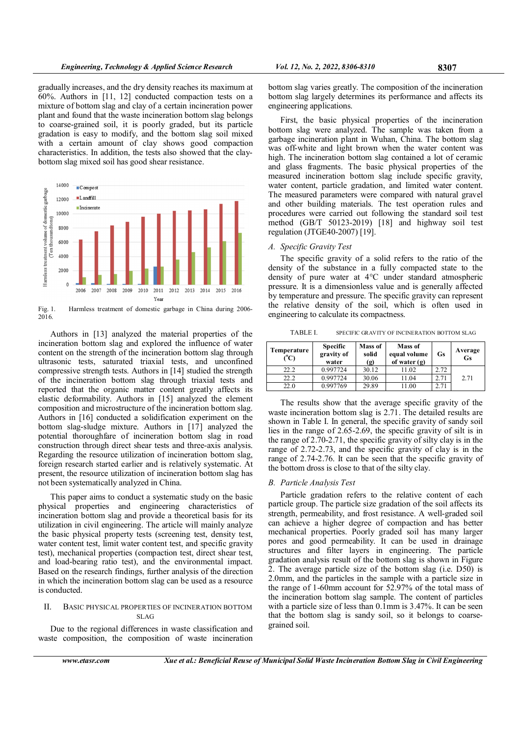gradually increases, and the dry density reaches its maximum at 60%. Authors in [11, 12] conducted compaction tests on a mixture of bottom slag and clay of a certain incineration power plant and found that the waste incineration bottom slag belongs to coarse-grained soil, it is poorly graded, but its particle gradation is easy to modify, and the bottom slag soil mixed with a certain amount of clay shows good compaction characteristics. In addition, the tests also showed that the clay-bottom slag mixed soil has good shear resistance.

Fig. 1. Harmless treatment of domestic garbage in China during 2006-2016.

Authors in [13] analyzed the material properties of the incineration bottom slag and explored the influence of water content on the strength of the incineration bottom slag through ultrasonic tests, saturated triaxial tests, and unconfined compressive strength tests. Authors in [14] studied the strength of the incineration bottom slag through triaxial tests and reported that the organic matter content greatly affects its elastic deformability. Authors in [15] analyzed the element composition and microstructure of the incineration bottom slag. Authors in [16] conducted a solidification experiment on the bottom slag-sludge mixture. Authors in [17] analyzed the potential thoroughfare of incineration bottom slag in road construction through direct shear tests and three-axis analysis. Regarding the resource utilization of incineration bottom slag, foreign research started earlier and is relatively systematic. At present, the resource utilization of incineration bottom slag has not been systematically analyzed in China.

This paper aims to conduct a systematic study on the basic physical properties and engineering characteristics of incineration bottom slag and provide a theoretical basis for its utilization in civil engineering. The article will mainly analyze the basic physical property tests (screening test, density test, water content test, limit water content test, and specific gravity test), mechanical properties (compaction test, direct shear test, and load-bearing ratio test), and the environmental impact. Based on the research findings, further analysis of the direction in which the incineration bottom slag can be used as a resource is conducted.

## II. Basic Physical Properties of Incineration Bottom Slag

Due to the regional differences in waste classification and waste composition, the composition of waste incineration bottom slag varies greatly. The composition of the incineration bottom slag largely determines its performance and affects its engineering applications.

First, the basic physical properties of the incineration bottom slag were analyzed. The sample was taken from a garbage incineration plant in Wuhan, China. The bottom slag was off-white and light brown when the water content was high. The incineration bottom slag contained a lot of ceramic and glass fragments. The basic physical properties of the measured incineration bottom slag include specific gravity, water content, particle gradation, and limited water content. The measured parameters were compared with natural gravel and other building materials. The test operation rules and procedures were carried out following the standard soil test method (GB/T 50123-2019) [18] and highway soil test regulation (JTGE40-2007) [19].

### A. Specific Gravity Test

The specific gravity of a solid refers to the ratio of the density of the substance in a fully compacted state to the density of pure water at 4°C under standard atmospheric pressure. It is a dimensionless value and is generally affected by temperature and pressure. The specific gravity can represent the relative density of the soil, which is often used in engineering to calculate its compactness.

TABLE I. SPECIFIC GRAVITY OF INCINERATION BOTTOM SLAG

| Temperature (°C) | Specific gravity of water | Mass of solid (g) | Mass of equal volume of water (g) | Gs | Average Gs |
|---|---|---|---|---|---|
| 22.2 | 0.997724 | 30.12 | 11.02 | 2.72 | 2.71 |
| 22.2 | 0.997724 | 30.06 | 11.04 | 2.71 | |
| 22.0 | 0.997769 | 29.89 | 11.00 | 2.71 | |

The results show that the average specific gravity of the waste incineration bottom slag is 2.71. The detailed results are shown in Table I. In general, the specific gravity of sandy soil lies in the range of 2.65-2.69, the specific gravity of silt is in the range of 2.70-2.71, the specific gravity of silty clay is in the range of 2.72-2.73, and the specific gravity of clay is in the range of 2.74-2.76. It can be seen that the specific gravity of the bottom dross is close to that of the silty clay.

### B. Particle Analysis Test

Particle gradation refers to the relative content of each particle group. The particle size gradation of the soil affects its strength, permeability, and frost resistance. A well-graded soil can achieve a higher degree of compaction and has better mechanical properties. Poorly graded soil has many larger pores and good permeability. It can be used in drainage structures and filter layers in engineering. The particle gradation analysis result of the bottom slag is shown in Figure 2. The average particle size of the bottom slag (i.e. D50) is 2.0mm, and the particles in the sample with a particle size in the range of 1-60mm account for 52.97% of the total mass of the incineration bottom slag sample. The content of particles with a particle size of less than 0.1mm is 3.47%. It can be seen that the bottom slag is sandy soil, so it belongs to coarse-grained soil.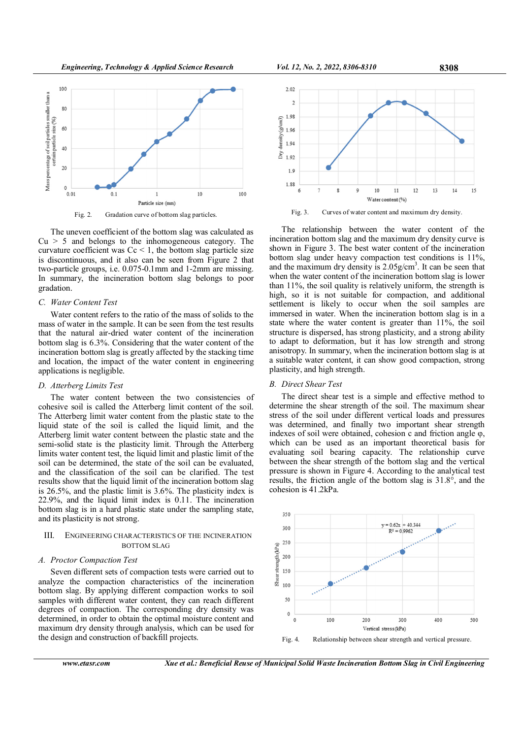Fig. 2. Gradation curve of bottom slag particles.

The uneven coefficient of the bottom slag was calculated as Cu > 5 and belongs to the inhomogeneous category. The curvature coefficient was Cc < 1, the bottom slag particle size is discontinuous, and it also can be seen from Figure 2 that two-particle groups, i.e. 0.075-0.1mm and 1-2mm are missing. In summary, the incineration bottom slag belongs to poor gradation.

### C. Water Content Test

Water content refers to the ratio of the mass of solids to the mass of water in the sample. It can be seen from the test results that the natural air-dried water content of the incineration bottom slag is 6.3%. Considering that the water content of the incineration bottom slag is greatly affected by the stacking time and location, the impact of the water content in engineering applications is negligible.

### D. Atterberg Limits Test

The water content between the two consistencies of cohesive soil is called the Atterberg limit content of the soil. The Atterberg limit water content from the plastic state to the liquid state of the soil is called the liquid limit, and the Atterberg limit water content between the plastic state and the semi-solid state is the plasticity limit. Through the Atterberg limits water content test, the liquid limit and plastic limit of the soil can be determined, the state of the soil can be evaluated, and the classification of the soil can be clarified. The test results show that the liquid limit of the incineration bottom slag is 26.5%, and the plastic limit is 3.6%. The plasticity index is 22.9%, and the liquid limit index is 0.11. The incineration bottom slag is in a hard plastic state under the sampling state, and its plasticity is not strong.

## III. ENGINEERING CHARACTERISTICS OF THE INCINERATION BOTTOM SLAG

### A. Proctor Compaction Test

Seven different sets of compaction tests were carried out to analyze the compaction characteristics of the incineration bottom slag. By applying different compaction works to soil samples with different water content, they can reach different degrees of compaction. The corresponding dry density was determined, in order to obtain the optimal moisture content and maximum dry density through analysis, which can be used for the design and construction of backfill projects.

Fig. 3. Curves of water content and maximum dry density.

The relationship between the water content of the incineration bottom slag and the maximum dry density curve is shown in Figure 3. The best water content of the incineration bottom slag under heavy compaction test conditions is 11%, and the maximum dry density is 2.05g/cm$^3$. It can be seen that when the water content of the incineration bottom slag is lower than 11%, the soil quality is relatively uniform, the strength is high, so it is not suitable for compaction, and additional settlement is likely to occur when the soil samples are immersed in water. When the incineration bottom slag is in a state where the water content is greater than 11%, the soil structure is dispersed, has strong plasticity, and a strong ability to adapt to deformation, but it has low strength and strong anisotropy. In summary, when the incineration bottom slag is at a suitable water content, it can show good compaction, strong plasticity, and high strength.

### B. Direct Shear Test

The direct shear test is a simple and effective method to determine the shear strength of the soil. The maximum shear stress of the soil under different vertical loads and pressures was determined, and finally two important shear strength indexes of soil were obtained, cohesion c and friction angle φ, which can be used as an important theoretical basis for evaluating soil bearing capacity. The relationship curve between the shear strength of the bottom slag and the vertical pressure is shown in Figure 4. According to the analytical test results, the friction angle of the bottom slag is 31.8°, and the cohesion is 41.2kPa.

Fig. 4. Relationship between shear strength and vertical pressure.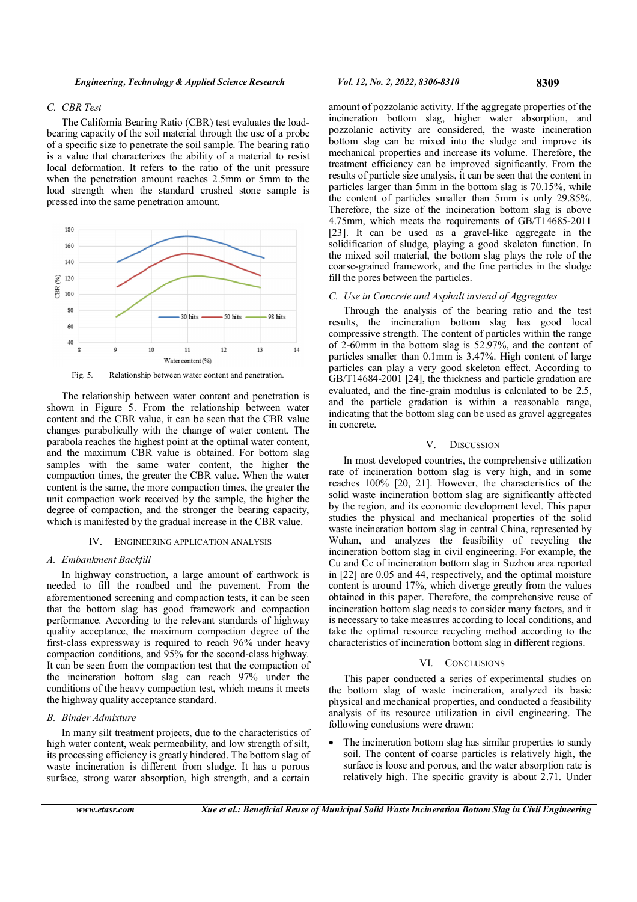### C. CBR Test

The California Bearing Ratio (CBR) test evaluates the load-bearing capacity of the soil material through the use of a probe of a specific size to penetrate the soil sample. The bearing ratio is a value that characterizes the ability of a material to resist local deformation. It refers to the ratio of the unit pressure when the penetration amount reaches 2.5mm or 5mm to the load strength when the standard crushed stone sample is pressed into the same penetration amount.

Fig. 5. Relationship between water content and penetration.

The relationship between water content and penetration is shown in Figure 5. From the relationship between water content and the CBR value, it can be seen that the CBR value changes parabolically with the change of water content. The parabola reaches the highest point at the optimal water content, and the maximum CBR value is obtained. For bottom slag samples with the same water content, the higher the compaction times, the greater the CBR value. When the water content is the same, the more compaction times, the greater the unit compaction work received by the sample, the higher the degree of compaction, and the stronger the bearing capacity, which is manifested by the gradual increase in the CBR value.

## IV. Engineering Application Analysis

### A. Embankment Backfill

In highway construction, a large amount of earthwork is needed to fill the roadbed and the pavement. From the aforementioned screening and compaction tests, it can be seen that the bottom slag has good framework and compaction performance. According to the relevant standards of highway quality acceptance, the maximum compaction degree of the first-class expressway is required to reach 96% under heavy compaction conditions, and 95% for the second-class highway. It can be seen from the compaction test that the compaction of the incineration bottom slag can reach 97% under the conditions of the heavy compaction test, which means it meets the highway quality acceptance standard.

### B. Binder Admixture

In many silt treatment projects, due to the characteristics of high water content, weak permeability, and low strength of silt, its processing efficiency is greatly hindered. The bottom slag of waste incineration is different from sludge. It has a porous surface, strong water absorption, high strength, and a certain amount of pozzolanic activity. If the aggregate properties of the incineration bottom slag, higher water absorption, and pozzolanic activity are considered, the waste incineration bottom slag can be mixed into the sludge and improve its mechanical properties and increase its volume. Therefore, the treatment efficiency can be improved significantly. From the results of particle size analysis, it can be seen that the content in particles larger than 5mm in the bottom slag is 70.15%, while the content of particles smaller than 5mm is only 29.85%. Therefore, the size of the incineration bottom slag is above 4.75mm, which meets the requirements of GB/T14685-2011 [23]. It can be used as a gravel-like aggregate in the solidification of sludge, playing a good skeleton function. In the mixed soil material, the bottom slag plays the role of the coarse-grained framework, and the fine particles in the sludge fill the pores between the particles.

### C. Use in Concrete and Asphalt instead of Aggregates

Through the analysis of the bearing ratio and the test results, the incineration bottom slag has good local compressive strength. The content of particles within the range of 2-60mm in the bottom slag is 52.97%, and the content of particles smaller than 0.1mm is 3.47%. High content of large particles can play a very good skeleton effect. According to GB/T14684-2001 [24], the thickness and particle gradation are evaluated, and the fine-grain modulus is calculated to be 2.5, and the particle gradation is within a reasonable range, indicating that the bottom slag can be used as gravel aggregates in concrete.

## V. Discussion

In most developed countries, the comprehensive utilization rate of incineration bottom slag is very high, and in some reaches 100% [20, 21]. However, the characteristics of the solid waste incineration bottom slag are significantly affected by the region, and its economic development level. This paper studies the physical and mechanical properties of the solid waste incineration bottom slag in central China, represented by Wuhan, and analyzes the feasibility of recycling the incineration bottom slag in civil engineering. For example, the Cu and Cc of incineration bottom slag in Suzhou area reported in [22] are 0.05 and 44, respectively, and the optimal moisture content is around 17%, which diverge greatly from the values obtained in this paper. Therefore, the comprehensive reuse of incineration bottom slag needs to consider many factors, and it is necessary to take measures according to local conditions, and take the optimal resource recycling method according to the characteristics of incineration bottom slag in different regions.

## VI. Conclusions

This paper conducted a series of experimental studies on the bottom slag of waste incineration, analyzed its basic physical and mechanical properties, and conducted a feasibility analysis of its resource utilization in civil engineering. The following conclusions were drawn:

- The incineration bottom slag has similar properties to sandy soil. The content of coarse particles is relatively high, the surface is loose and porous, and the water absorption rate is relatively high. The specific gravity is about 2.71. Under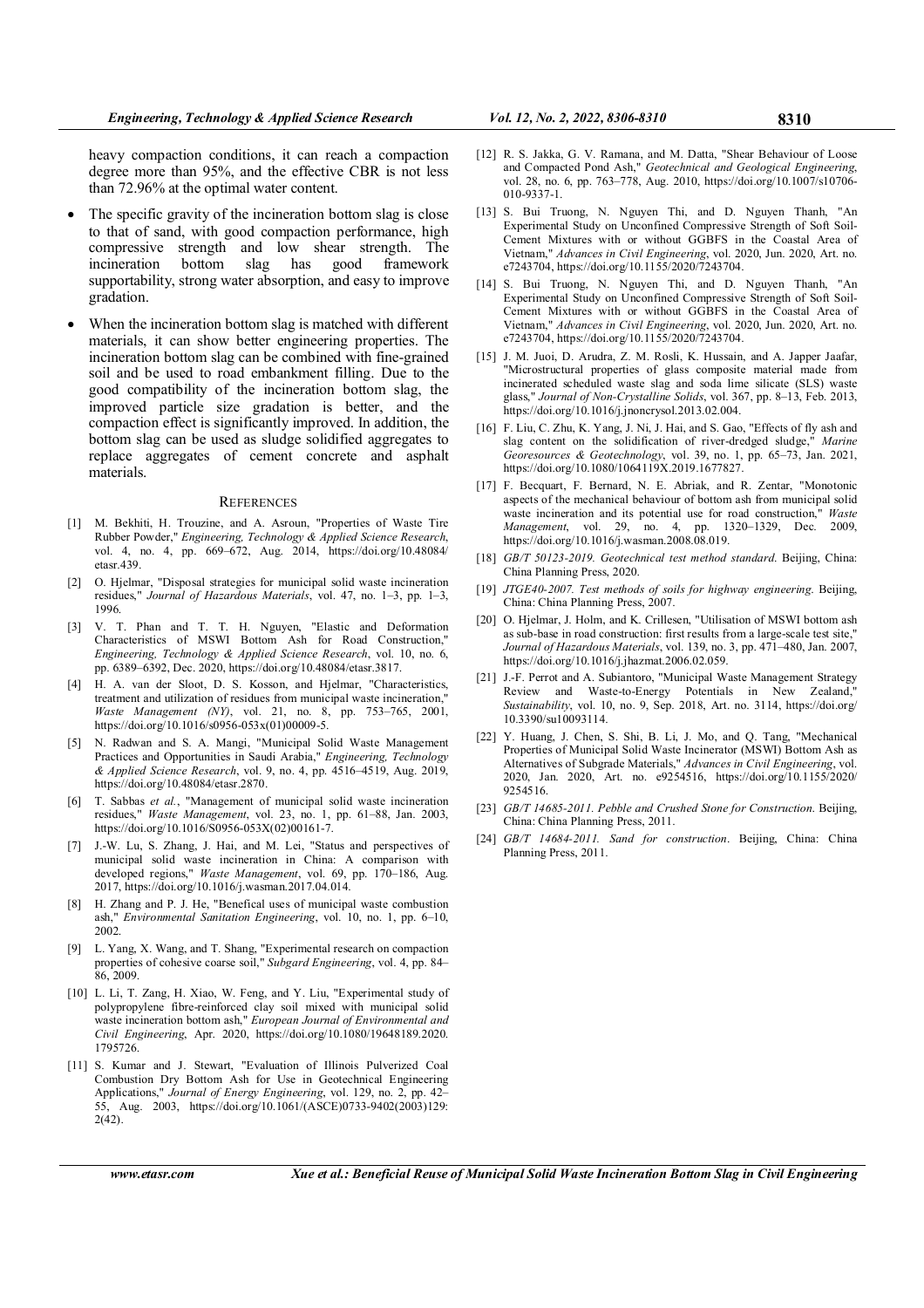heavy compaction conditions, it can reach a compaction degree more than 95%, and the effective CBR is not less than 72.96% at the optimal water content.

- The specific gravity of the incineration bottom slag is close to that of sand, with good compaction performance, high compressive strength and low shear strength. The incineration bottom slag has good framework supportability, strong water absorption, and easy to improve gradation.
- When the incineration bottom slag is matched with different materials, it can show better engineering properties. The incineration bottom slag can be combined with fine-grained soil and be used to road embankment filling. Due to the good compatibility of the incineration bottom slag, the improved particle size gradation is better, and the compaction effect is significantly improved. In addition, the bottom slag can be used as sludge solidified aggregates to replace aggregates of cement concrete and asphalt materials.

## REFERENCES

[1] M. Bekhiti, H. Trouzine, and A. Asroun, "Properties of Waste Tire Rubber Powder," *Engineering, Technology & Applied Science Research*, vol. 4, no. 4, pp. 669–672, Aug. 2014, https://doi.org/10.48084/etasr.439.

[2] O. Hjelmar, "Disposal strategies for municipal solid waste incineration residues," *Journal of Hazardous Materials*, vol. 47, no. 1–3, pp. 1–3, 1996.

[3] V. T. Phan and T. T. H. Nguyen, "Elastic and Deformation Characteristics of MSWI Bottom Ash for Road Construction," *Engineering, Technology & Applied Science Research*, vol. 10, no. 6, pp. 6389–6392, Dec. 2020, https://doi.org/10.48084/etasr.3817.

[4] H. A. van der Sloot, D. S. Kosson, and Hjelmar, "Characteristics, treatment and utilization of residues from municipal waste incineration," *Waste Management (NY)*, vol. 21, no. 8, pp. 753–765, 2001, https://doi.org/10.1016/s0956-053x(01)00009-5.

[5] N. Radwan and S. A. Mangi, "Municipal Solid Waste Management Practices and Opportunities in Saudi Arabia," *Engineering, Technology & Applied Science Research*, vol. 9, no. 4, pp. 4516–4519, Aug. 2019, https://doi.org/10.48084/etasr.2870.

[6] T. Sabbas *et al.*, "Management of municipal solid waste incineration residues," *Waste Management*, vol. 23, no. 1, pp. 61–88, Jan. 2003, https://doi.org/10.1016/S0956-053X(02)00161-7.

[7] J.-W. Lu, S. Zhang, J. Hai, and M. Lei, "Status and perspectives of municipal solid waste incineration in China: A comparison with developed regions," *Waste Management*, vol. 69, pp. 170–186, Aug. 2017, https://doi.org/10.1016/j.wasman.2017.04.014.

[8] H. Zhang and P. J. He, "Benefical uses of municipal waste combustion ash," *Environmental Sanitation Engineering*, vol. 10, no. 1, pp. 6–10, 2002.

[9] L. Yang, X. Wang, and T. Shang, "Experimental research on compaction properties of cohesive coarse soil," *Subgard Engineering*, vol. 4, pp. 84–86, 2009.

[10] L. Li, T. Zang, H. Xiao, W. Feng, and Y. Liu, "Experimental study of polypropylene fibre-reinforced clay soil mixed with municipal solid waste incineration bottom ash," *European Journal of Environmental and Civil Engineering*, Apr. 2020, https://doi.org/10.1080/19648189.2020.1795726.

[11] S. Kumar and J. Stewart, "Evaluation of Illinois Pulverized Coal Combustion Dry Bottom Ash for Use in Geotechnical Engineering Applications," *Journal of Energy Engineering*, vol. 129, no. 2, pp. 42–55, Aug. 2003, https://doi.org/10.1061/(ASCE)0733-9402(2003)129:2(42).

[12] R. S. Jakka, G. V. Ramana, and M. Datta, "Shear Behaviour of Loose and Compacted Pond Ash," *Geotechnical and Geological Engineering*, vol. 28, no. 6, pp. 763–778, Aug. 2010, https://doi.org/10.1007/s10706-010-9337-1.

[13] S. Bui Truong, N. Nguyen Thi, and D. Nguyen Thanh, "An Experimental Study on Unconfined Compressive Strength of Soft Soil-Cement Mixtures with or without GGBFS in the Coastal Area of Vietnam," *Advances in Civil Engineering*, vol. 2020, Jun. 2020, Art. no. e7243704, https://doi.org/10.1155/2020/7243704.

[14] S. Bui Truong, N. Nguyen Thi, and D. Nguyen Thanh, "An Experimental Study on Unconfined Compressive Strength of Soft Soil-Cement Mixtures with or without GGBFS in the Coastal Area of Vietnam," *Advances in Civil Engineering*, vol. 2020, Jun. 2020, Art. no. e7243704, https://doi.org/10.1155/2020/7243704.

[15] J. M. Juoi, D. Arudra, Z. M. Rosli, K. Hussain, and A. Japper Jaafar, "Microstructural properties of glass composite material made from incinerated scheduled waste slag and soda lime silicate (SLS) waste glass," *Journal of Non-Crystalline Solids*, vol. 367, pp. 8–13, Feb. 2013, https://doi.org/10.1016/j.jnoncrysol.2013.02.004.

[16] F. Liu, C. Zhu, K. Yang, J. Ni, J. Hai, and S. Gao, "Effects of fly ash and slag content on the solidification of river-dredged sludge," *Marine Georesources & Geotechnology*, vol. 39, no. 1, pp. 65–73, Jan. 2021, https://doi.org/10.1080/1064119X.2019.1677827.

[17] F. Becquart, F. Bernard, N. E. Abriak, and R. Zentar, "Monotonic aspects of the mechanical behaviour of bottom ash from municipal solid waste incineration and its potential use for road construction," *Waste Management*, vol. 29, no. 4, pp. 1320–1329, Dec. 2009, https://doi.org/10.1016/j.wasman.2008.08.019.

[18] *GB/T 50123-2019. Geotechnical test method standard*. Beijing, China: China Planning Press, 2020.

[19] *JTGE40-2007. Test methods of soils for highway engineering*. Beijing, China: China Planning Press, 2007.

[20] O. Hjelmar, J. Holm, and K. Crillesen, "Utilisation of MSWI bottom ash as sub-base in road construction: first results from a large-scale test site," *Journal of Hazardous Materials*, vol. 139, no. 3, pp. 471–480, Jan. 2007, https://doi.org/10.1016/j.jhazmat.2006.02.059.

[21] J.-F. Perrot and A. Subiantoro, "Municipal Waste Management Strategy Review and Waste-to-Energy Potentials in New Zealand," *Sustainability*, vol. 10, no. 9, Sep. 2018, Art. no. 3114, https://doi.org/10.3390/su10093114.

[22] Y. Huang, J. Chen, S. Shi, B. Li, J. Mo, and Q. Tang, "Mechanical Properties of Municipal Solid Waste Incinerator (MSWI) Bottom Ash as Alternatives of Subgrade Materials," *Advances in Civil Engineering*, vol. 2020, Jan. 2020, Art. no. e9254516, https://doi.org/10.1155/2020/9254516.

[23] *GB/T 14685-2011. Pebble and Crushed Stone for Construction*. Beijing, China: China Planning Press, 2011.

[24] *GB/T 14684-2011. Sand for construction*. Beijing, China: China Planning Press, 2011.